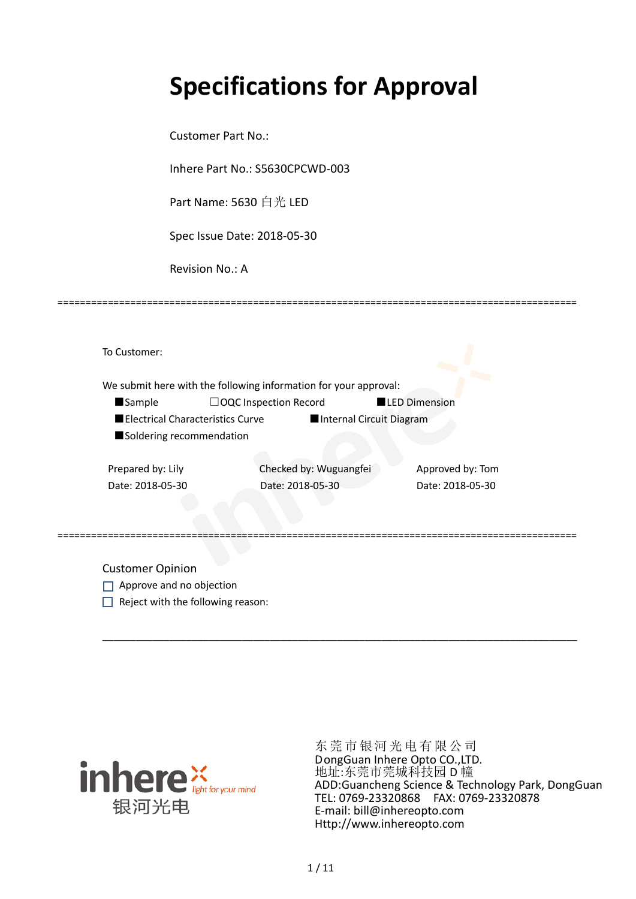# Specifications for Approval

Customer Part No.:

Inhere Part No.: S5630CPCWD-003

Part Name: 5630 白光 LED

Spec Issue Date: 2018-05-30

Revision No.: A

==========================================================================================

To Customer:

We submit here with the following information for your approval:

■Sample ☐OQC Inspection Record ■LED Dimension

■Electrical Characteristics Curve ■Internal Circuit Diagram

■Soldering recommendation

| | | |
|---|---|---|
| Prepared by: Lily | Checked by: Wuguangfei | Approved by: Tom |
| Date: 2018-05-30 | Date: 2018-05-30 | Date: 2018-05-30 |

==========================================================================================

Customer Opinion

☐ Approve and no objection

☐ Reject with the following reason:

___________________________________________________________________________

inhere light for your mind 银河光电

东 莞 市 银 河 光 电 有 限 公 司
DongGuan Inhere Opto CO.,LTD.
地址:东莞市莞城科技园 D 幢
ADD:Guancheng Science & Technology Park, DongGuan
TEL: 0769-23320868 FAX: 0769-23320878
E-mail: bill@inhereopto.com
Http://www.inhereopto.com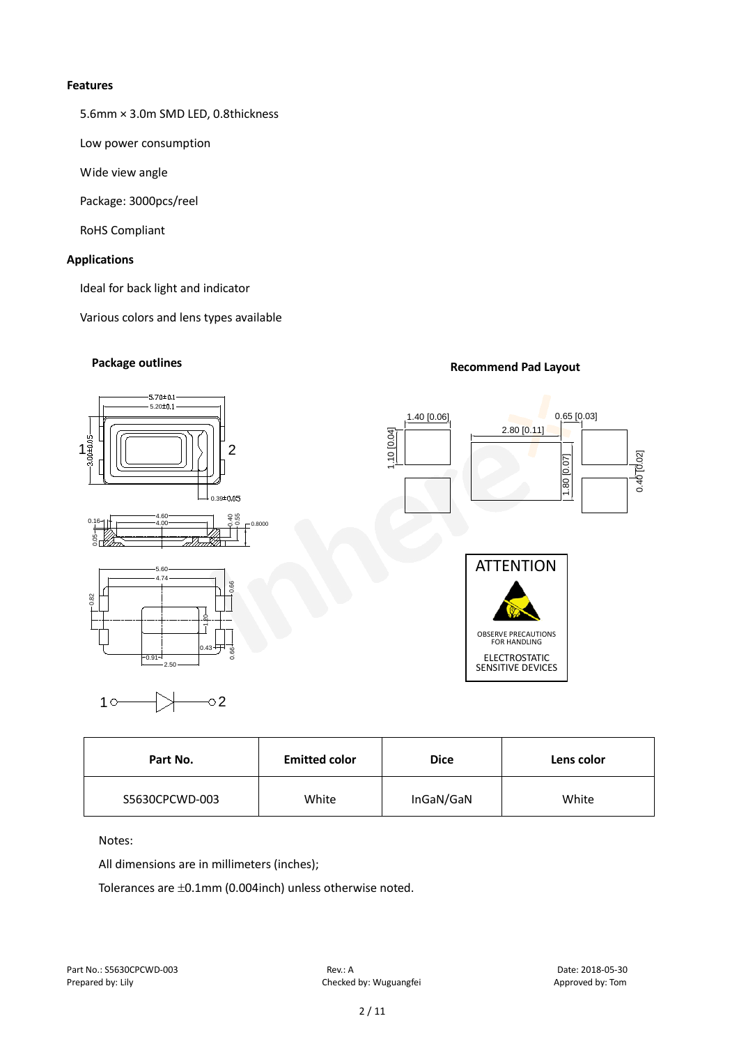**Features**

5.6mm × 3.0m SMD LED, 0.8thickness

Low power consumption

Wide view angle

Package: 3000pcs/reel

RoHS Compliant

**Applications**

Ideal for back light and indicator

Various colors and lens types available

**Package outlines**

5.70±0.1
5.20±0.1
1
2
3.00±0.05
0.39±0.05
4.60
4.00
0.16
0.40
0.55
0.8000
0.05
5.60
4.74
0.82
0.66
1.20
0.43
0.66
0.91
2.50
1
2

**Recommend Pad Layout**

1.40 [0.06]
1.10 [0.04]
2.80 [0.11]
1.80 [0.07]
0.65 [0.03]
0.40 [0.02]

ATTENTION

OBSERVE PRECAUTIONS FOR HANDLING

ELECTROSTATIC SENSITIVE DEVICES

| Part No. | Emitted color | Dice | Lens color |
|---|---|---|---|
| S5630CPCWD-003 | White | InGaN/GaN | White |

Notes:

All dimensions are in millimeters (inches);

Tolerances are ±0.1mm (0.004inch) unless otherwise noted.

Part No.: S5630CPCWD-003 Rev.: A Date: 2018-05-30
Prepared by: Lily Checked by: Wuguangfei Approved by: Tom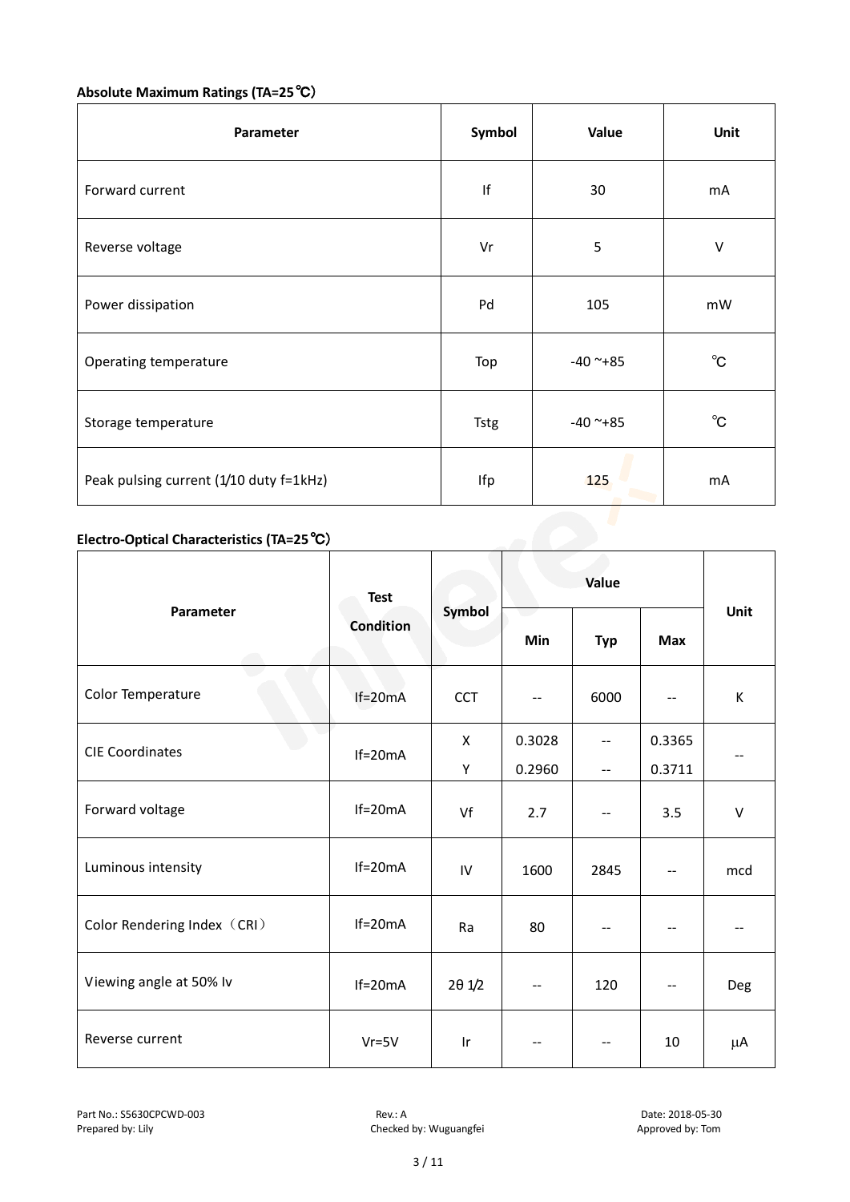**Absolute Maximum Ratings (TA=25℃)**

| Parameter | Symbol | Value | Unit |
| --- | --- | --- | --- |
| Forward current | If | 30 | mA |
| Reverse voltage | Vr | 5 | V |
| Power dissipation | Pd | 105 | mW |
| Operating temperature | Top | -40 ~+85 | ℃ |
| Storage temperature | Tstg | -40 ~+85 | ℃ |
| Peak pulsing current (1/10 duty f=1kHz) | Ifp | 125 | mA |

**Electro-Optical Characteristics (TA=25℃)**

| Parameter | Test Condition | Symbol | Value | | | Unit |
| --- | --- | --- | --- | --- | --- | --- |
| | | | Min | Typ | Max | |
| Color Temperature | If=20mA | CCT | -- | 6000 | -- | K |
| CIE Coordinates | If=20mA | X<br>Y | 0.3028<br>0.2960 | --<br>-- | 0.3365<br>0.3711 | -- |
| Forward voltage | If=20mA | Vf | 2.7 | -- | 3.5 | V |
| Luminous intensity | If=20mA | IV | 1600 | 2845 | -- | mcd |
| Color Rendering Index（CRI） | If=20mA | Ra | 80 | -- | -- | -- |
| Viewing angle at 50% Iv | If=20mA | 2θ 1/2 | -- | 120 | -- | Deg |
| Reverse current | Vr=5V | Ir | -- | -- | 10 | μA |

Part No.: S5630CPCWD-003　　Rev.: A　　Date: 2018-05-30
Prepared by: Lily　　Checked by: Wuguangfei　　Approved by: Tom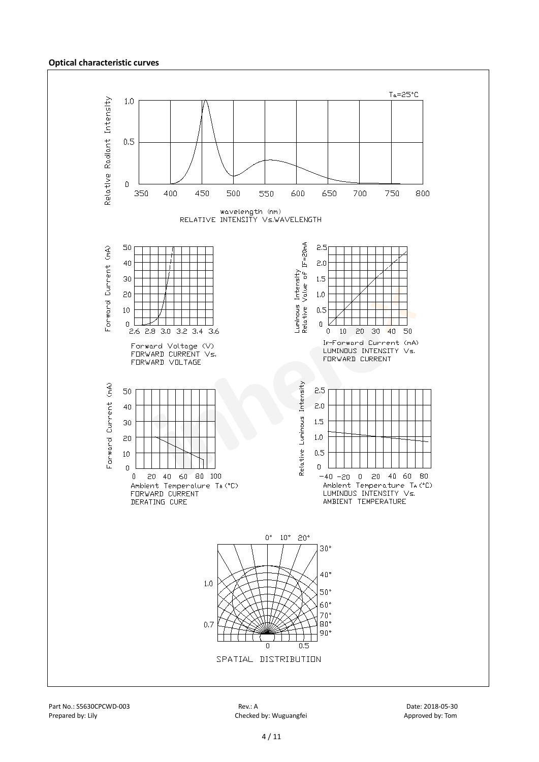**Optical characteristic curves**

Ta=25°C

Relative Radiant Intensity

1.0

0.5

0

350 400 450 500 550 600 650 700 750 800

wavelength (nm)
RELATIVE INTENSITY Vs.WAVELENGTH

Forward Current (mA)

50 40 30 20 10 0

2.6 2.8 3.0 3.2 3.4 3.6

Forward Voltage (V)
FORWARD CURRENT Vs.
FORWARD VOLTAGE

Luminous Intensity Relative Value of IF=20mA

2.5 2.0 1.5 1.0 0.5 0

0 10 20 30 40 50

IF-Forward Current (mA)
LUMINOUS INTENSITY Vs.
FORWARD CURRENT

Forward Current (mA)

50 40 30 20 10 0

0 20 40 60 80 100

Ambient Temperature TA (°C)
FORWARD CURRENT
DERATING CURE

Relative Luminous Intensity

2.5 2.0 1.5 1.0 0.5 0

−40 −20 0 20 40 60 80

Ambient Temperature TA (°C)
LUMINOUS INTENSITY Vs.
AMBIENT TEMPERATURE

0° 10° 20° 30° 40° 50° 60° 70° 80° 90°

1.0

0.7

0 0.5

SPATIAL DISTRIBUTION

Part No.: S5630CPCWD-003 Rev.: A Date: 2018-05-30
Prepared by: Lily Checked by: Wuguangfei Approved by: Tom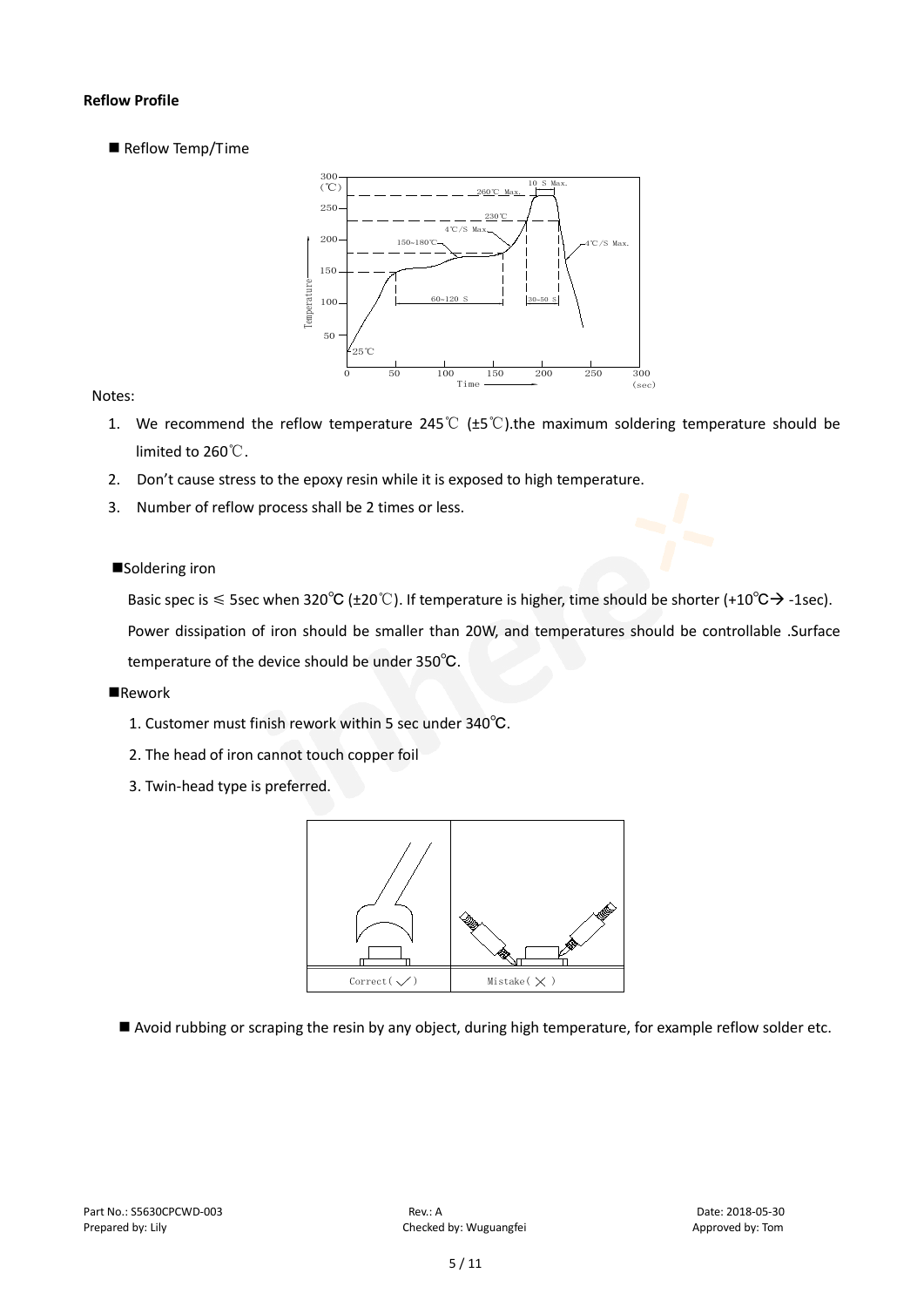**Reflow Profile**

■ Reflow Temp/Time

300
(℃)
250
200
150
100
50
Temperature
25℃
260℃ Max.
10 S Max.
230℃
4℃/S Max.
150~180℃
4℃/S Max.
60~120 S
30~50 S
0
50
100
150
200
250
300
(sec)
Time

Notes:

1. We recommend the reflow temperature 245℃ (±5℃).the maximum soldering temperature should be limited to 260℃.
2. Don't cause stress to the epoxy resin while it is exposed to high temperature.
3. Number of reflow process shall be 2 times or less.

■Soldering iron

Basic spec is ≤ 5sec when 320℃ (±20℃). If temperature is higher, time should be shorter (+10℃→ -1sec).
Power dissipation of iron should be smaller than 20W, and temperatures should be controllable .Surface temperature of the device should be under 350℃.

■Rework

1. Customer must finish rework within 5 sec under 340℃.
2. The head of iron cannot touch copper foil
3. Twin-head type is preferred.

Correct( ✓ )
Mistake( ✕ )

■ Avoid rubbing or scraping the resin by any object, during high temperature, for example reflow solder etc.

Part No.: S5630CPCWD-003
Prepared by: Lily
Rev.: A
Checked by: Wuguangfei
Date: 2018-05-30
Approved by: Tom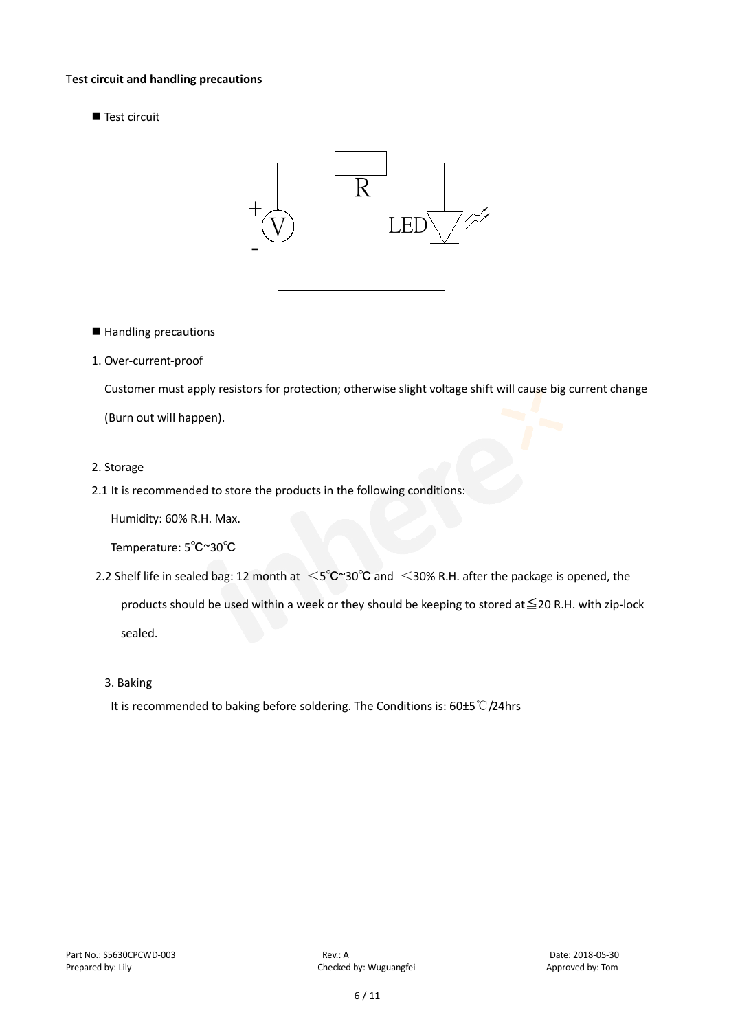**Test circuit and handling precautions**

■ Test circuit

R

+

V

-

LED

■ Handling precautions

1. Over-current-proof

Customer must apply resistors for protection; otherwise slight voltage shift will cause big current change (Burn out will happen).

2. Storage

2.1 It is recommended to store the products in the following conditions:

Humidity: 60% R.H. Max.

Temperature: 5℃~30℃

2.2 Shelf life in sealed bag: 12 month at ＜5℃~30℃ and ＜30% R.H. after the package is opened, the products should be used within a week or they should be keeping to stored at≦20 R.H. with zip-lock sealed.

3. Baking

It is recommended to baking before soldering. The Conditions is: 60±5℃/24hrs

Part No.: S5630CPCWD-003 Rev.: A Date: 2018-05-30

Prepared by: Lily Checked by: Wuguangfei Approved by: Tom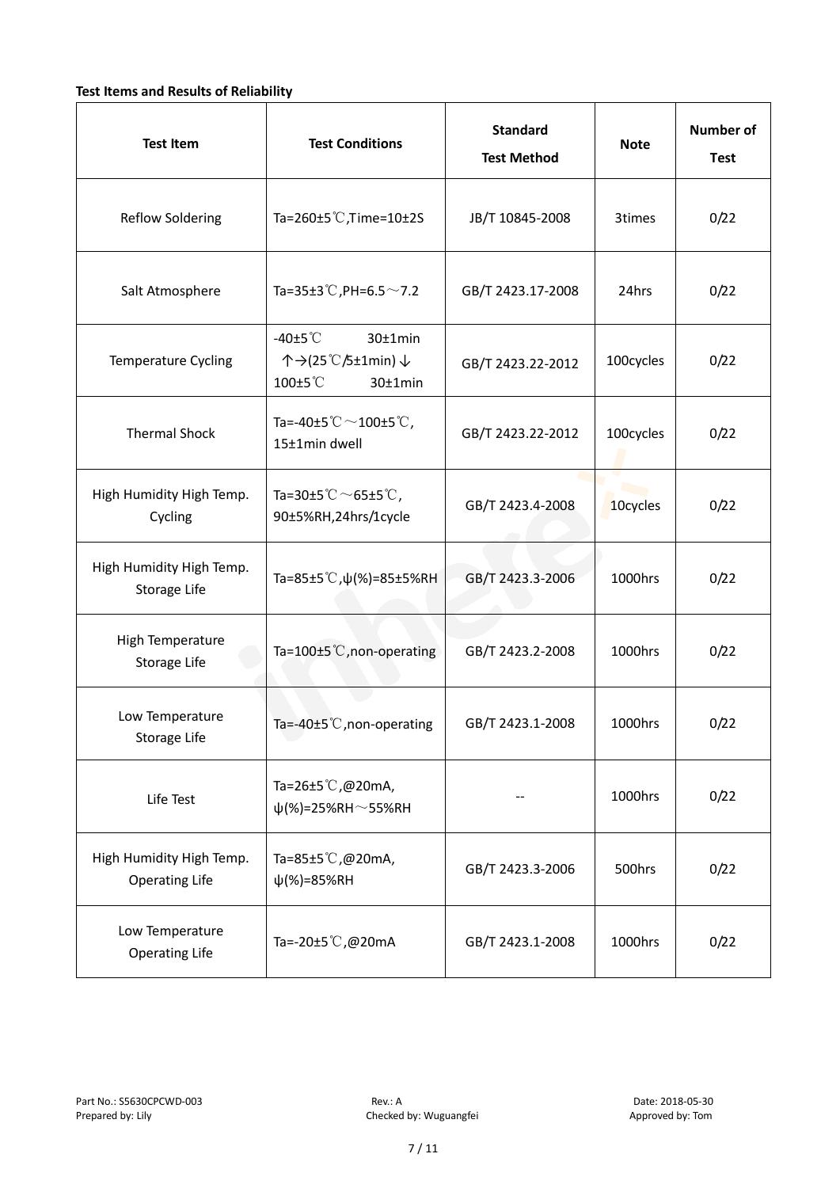**Test Items and Results of Reliability**

| Test Item | Test Conditions | Standard Test Method | Note | Number of Test |
|---|---|---|---|---|
| Reflow Soldering | Ta=260±5℃,Time=10±2S | JB/T 10845-2008 | 3times | 0/22 |
| Salt Atmosphere | Ta=35±3℃,PH=6.5～7.2 | GB/T 2423.17-2008 | 24hrs | 0/22 |
| Temperature Cycling | -40±5℃ 30±1min ↑→(25℃/5±1min)↓ 100±5℃ 30±1min | GB/T 2423.22-2012 | 100cycles | 0/22 |
| Thermal Shock | Ta=-40±5℃～100±5℃, 15±1min dwell | GB/T 2423.22-2012 | 100cycles | 0/22 |
| High Humidity High Temp. Cycling | Ta=30±5℃～65±5℃, 90±5%RH,24hrs/1cycle | GB/T 2423.4-2008 | 10cycles | 0/22 |
| High Humidity High Temp. Storage Life | Ta=85±5℃,ψ(%)=85±5%RH | GB/T 2423.3-2006 | 1000hrs | 0/22 |
| High Temperature Storage Life | Ta=100±5℃,non-operating | GB/T 2423.2-2008 | 1000hrs | 0/22 |
| Low Temperature Storage Life | Ta=-40±5℃,non-operating | GB/T 2423.1-2008 | 1000hrs | 0/22 |
| Life Test | Ta=26±5℃,@20mA, ψ(%)=25%RH～55%RH | -- | 1000hrs | 0/22 |
| High Humidity High Temp. Operating Life | Ta=85±5℃,@20mA, ψ(%)=85%RH | GB/T 2423.3-2006 | 500hrs | 0/22 |
| Low Temperature Operating Life | Ta=-20±5℃,@20mA | GB/T 2423.1-2008 | 1000hrs | 0/22 |

Part No.: S5630CPCWD-003 | Rev.: A | Date: 2018-05-30
Prepared by: Lily | Checked by: Wuguangfei | Approved by: Tom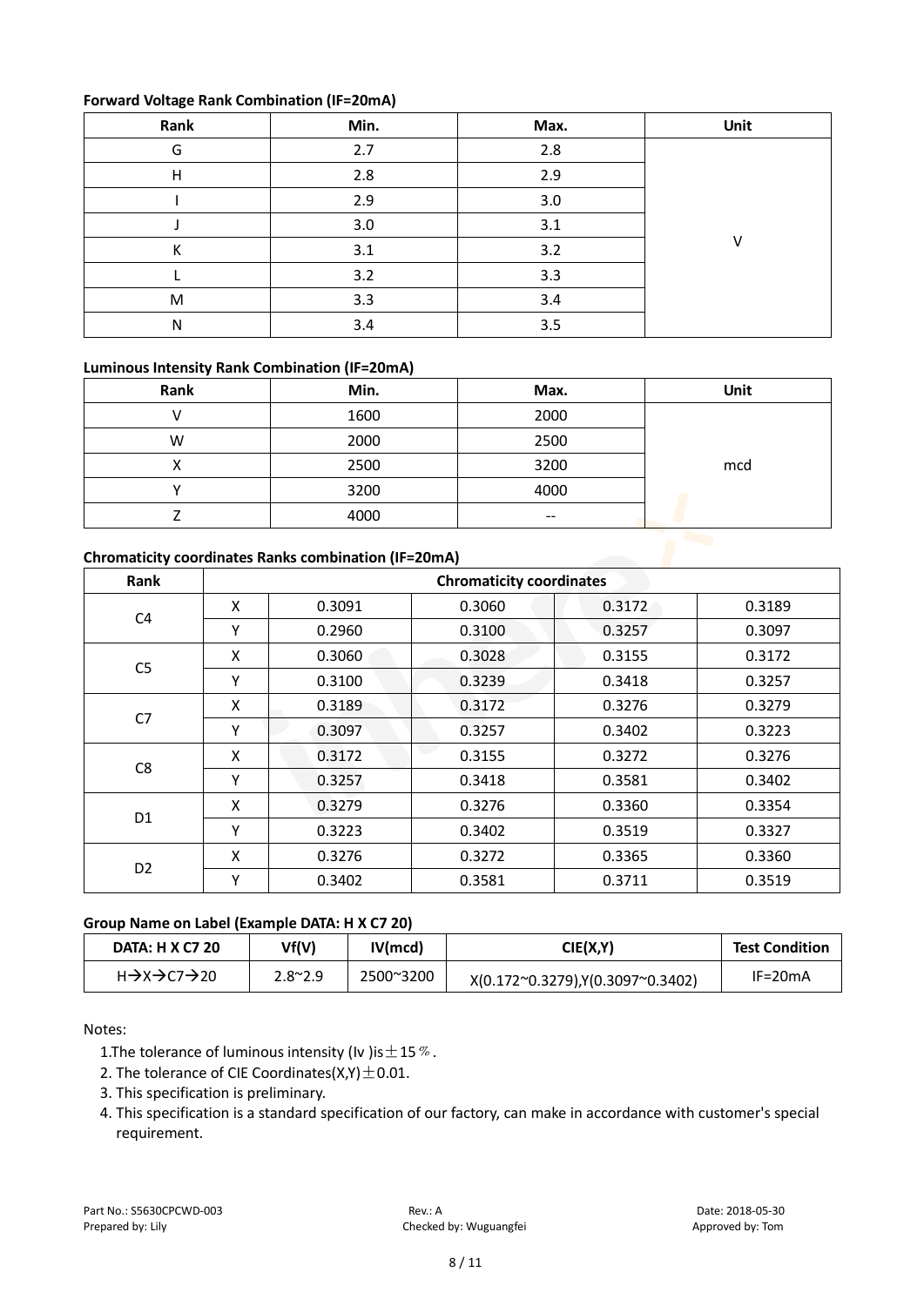**Forward Voltage Rank Combination (IF=20mA)**

| Rank | Min. | Max. | Unit |
|---|---|---|---|
| G | 2.7 | 2.8 | V |
| H | 2.8 | 2.9 | |
| I | 2.9 | 3.0 | |
| J | 3.0 | 3.1 | |
| K | 3.1 | 3.2 | |
| L | 3.2 | 3.3 | |
| M | 3.3 | 3.4 | |
| N | 3.4 | 3.5 | |

**Luminous Intensity Rank Combination (IF=20mA)**

| Rank | Min. | Max. | Unit |
|---|---|---|---|
| V | 1600 | 2000 | mcd |
| W | 2000 | 2500 | |
| X | 2500 | 3200 | |
| Y | 3200 | 4000 | |
| Z | 4000 | -- | |

**Chromaticity coordinates Ranks combination (IF=20mA)**

| Rank | Chromaticity coordinates | | | | |
|---|---|---|---|---|---|
| C4 | X | 0.3091 | 0.3060 | 0.3172 | 0.3189 |
| | Y | 0.2960 | 0.3100 | 0.3257 | 0.3097 |
| C5 | X | 0.3060 | 0.3028 | 0.3155 | 0.3172 |
| | Y | 0.3100 | 0.3239 | 0.3418 | 0.3257 |
| C7 | X | 0.3189 | 0.3172 | 0.3276 | 0.3279 |
| | Y | 0.3097 | 0.3257 | 0.3402 | 0.3223 |
| C8 | X | 0.3172 | 0.3155 | 0.3272 | 0.3276 |
| | Y | 0.3257 | 0.3418 | 0.3581 | 0.3402 |
| D1 | X | 0.3279 | 0.3276 | 0.3360 | 0.3354 |
| | Y | 0.3223 | 0.3402 | 0.3519 | 0.3327 |
| D2 | X | 0.3276 | 0.3272 | 0.3365 | 0.3360 |
| | Y | 0.3402 | 0.3581 | 0.3711 | 0.3519 |

**Group Name on Label (Example DATA: H X C7 20)**

| DATA: H X C7 20 | Vf(V) | IV(mcd) | CIE(X,Y) | Test Condition |
|---|---|---|---|---|
| H→X→C7→20 | 2.8~2.9 | 2500~3200 | X(0.172~0.3279),Y(0.3097~0.3402) | IF=20mA |

Notes:

1. The tolerance of luminous intensity (Iv ) is ±15%.
2. The tolerance of CIE Coordinates(X,Y) ±0.01.
3. This specification is preliminary.
4. This specification is a standard specification of our factory, can make in accordance with customer's special requirement.

Part No.: S5630CPCWD-003 Rev.: A Date: 2018-05-30
Prepared by: Lily Checked by: Wuguangfei Approved by: Tom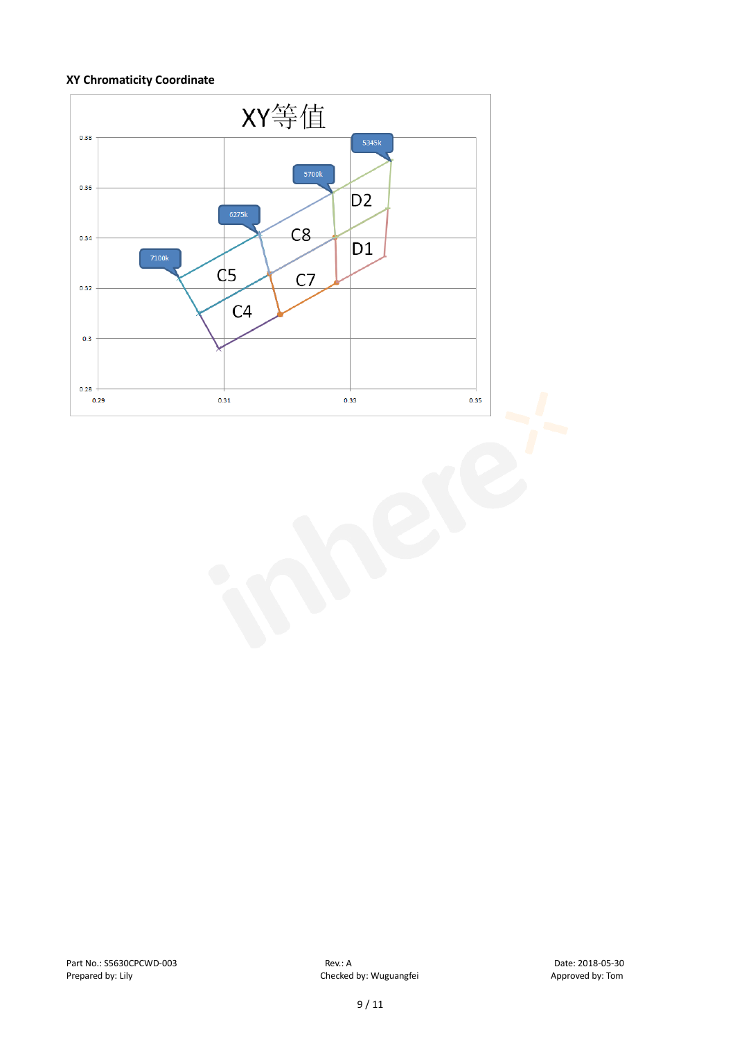**XY Chromaticity Coordinate**

XY等值

0.38
0.36
0.34
0.32
0.3
0.28

0.29
0.31
0.33
0.35

5345k
5700k
6275k
7100k

D2
D1
C8
C7
C5
C4

Part No.: S5630CPCWD-003
Prepared by: Lily

Rev.: A
Checked by: Wuguangfei

Date: 2018-05-30
Approved by: Tom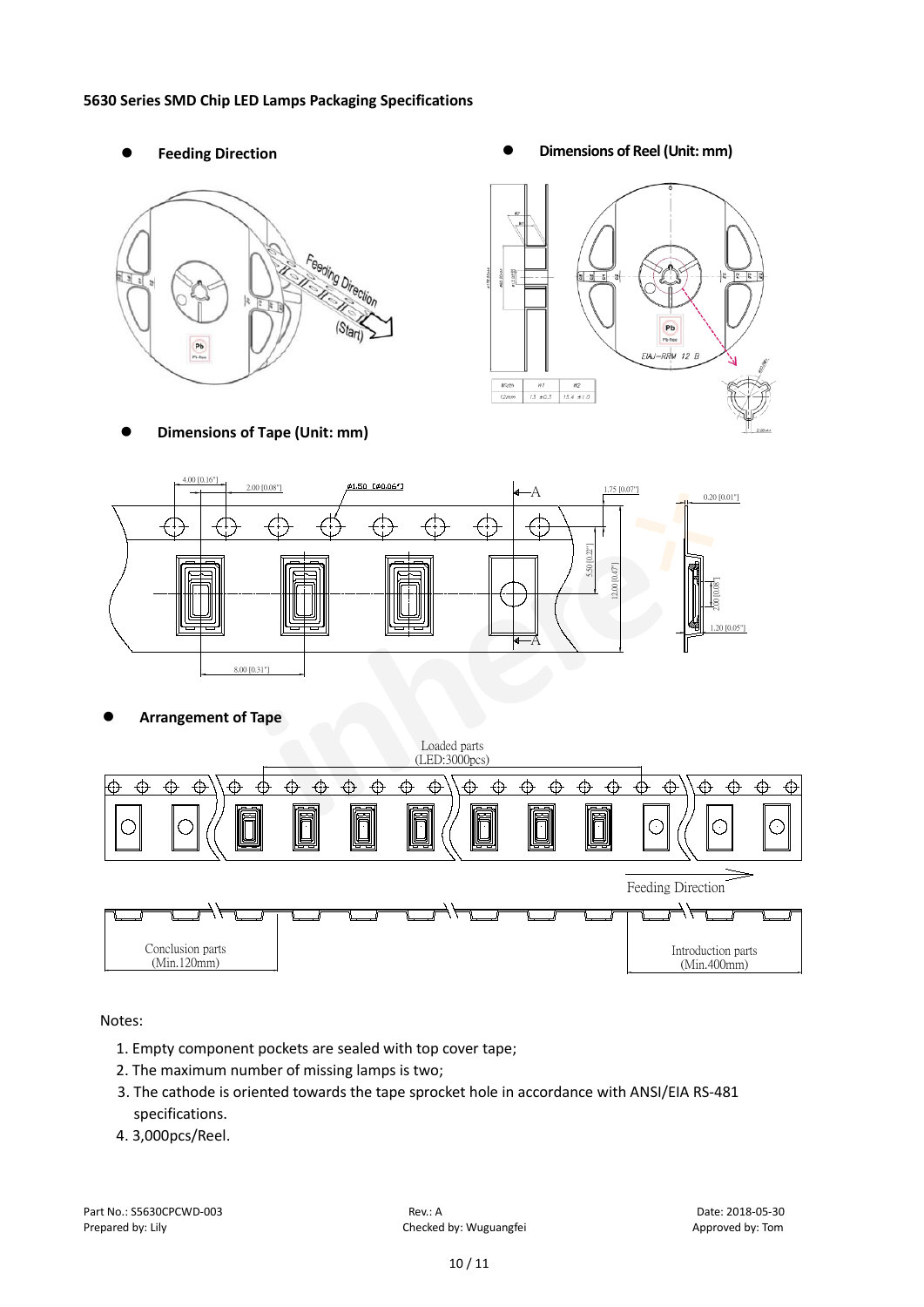**5630 Series SMD Chip LED Lamps Packaging Specifications**

- **Feeding Direction**
- **Dimensions of Reel (Unit: mm)**

| Width | W1 | W2 |
| --- | --- | --- |
| 12mm | 13 ±0.3 | 15.4 ±1.0 |

- **Dimensions of Tape (Unit: mm)**

- **Arrangement of Tape**

Notes:

1. Empty component pockets are sealed with top cover tape;
2. The maximum number of missing lamps is two;
3. The cathode is oriented towards the tape sprocket hole in accordance with ANSI/EIA RS-481 specifications.
4. 3,000pcs/Reel.

Part No.: S5630CPCWD-003 Rev.: A Date: 2018-05-30
Prepared by: Lily Checked by: Wuguangfei Approved by: Tom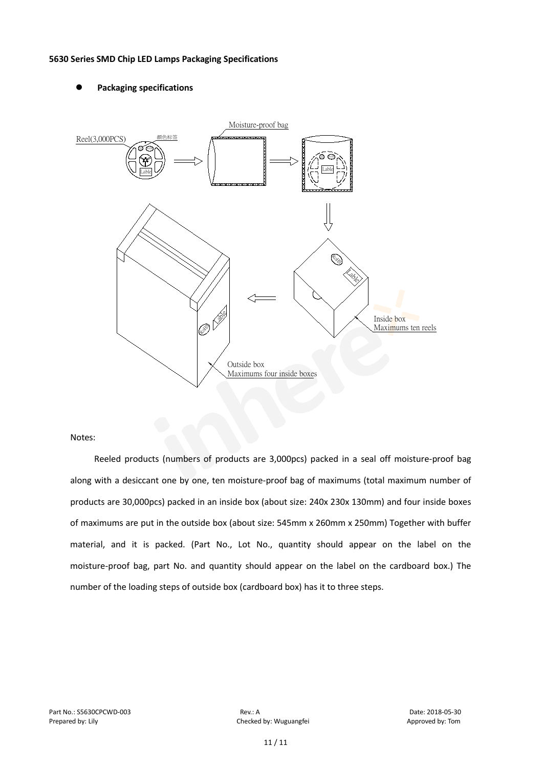**5630 Series SMD Chip LED Lamps Packaging Specifications**

- **Packaging specifications**

Moisture-proof bag

Reel(3,000PCS)

颜色标签

Lable

Lable

Lable

Lable

RoHS

RoHS

Inside box
Maximums ten reels

Outside box
Maximums four inside boxes

Notes:

Reeled products (numbers of products are 3,000pcs) packed in a seal off moisture-proof bag along with a desiccant one by one, ten moisture-proof bag of maximums (total maximum number of products are 30,000pcs) packed in an inside box (about size: 240x 230x 130mm) and four inside boxes of maximums are put in the outside box (about size: 545mm x 260mm x 250mm) Together with buffer material, and it is packed. (Part No., Lot No., quantity should appear on the label on the moisture-proof bag, part No. and quantity should appear on the label on the cardboard box.) The number of the loading steps of outside box (cardboard box) has it to three steps.

Part No.: S5630CPCWD-003 Rev.: A Date: 2018-05-30
Prepared by: Lily Checked by: Wuguangfei Approved by: Tom